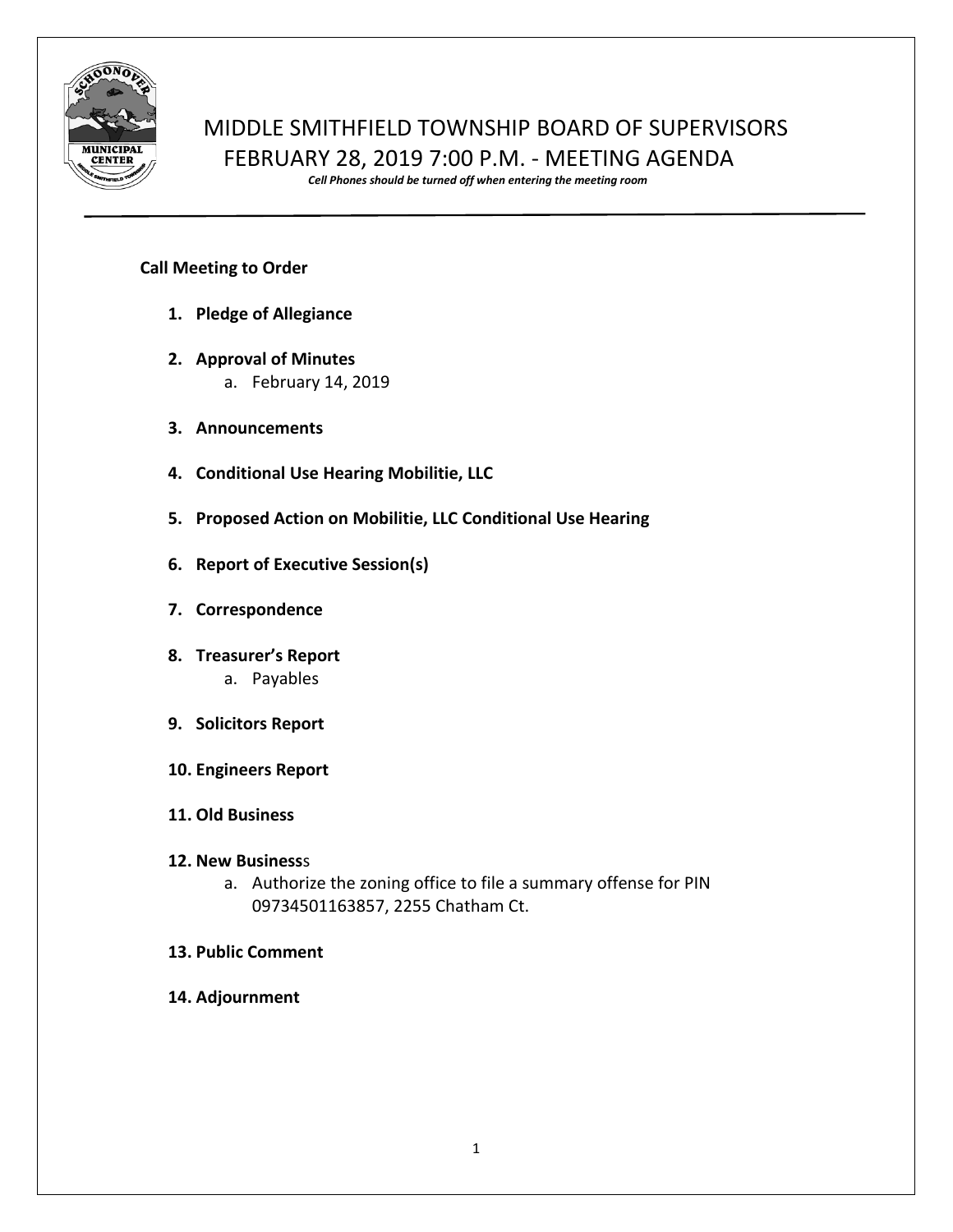# MIDDLE SMITHFIELD TOWNSHIP BOARD OF SUPERVISORS
## FEBRUARY 28, 2019 7:00 P.M. - MEETING AGENDA

***Cell Phones should be turned off when entering the meeting room***

---

**Call Meeting to Order**

1. **Pledge of Allegiance**
2. **Approval of Minutes**
   a. February 14, 2019
3. **Announcements**
4. **Conditional Use Hearing Mobilitie, LLC**
5. **Proposed Action on Mobilitie, LLC Conditional Use Hearing**
6. **Report of Executive Session(s)**
7. **Correspondence**
8. **Treasurer's Report**
   a. Payables
9. **Solicitors Report**
10. **Engineers Report**
11. **Old Business**
12. **New Business**s
    a. Authorize the zoning office to file a summary offense for PIN 09734501163857, 2255 Chatham Ct.
13. **Public Comment**
14. **Adjournment**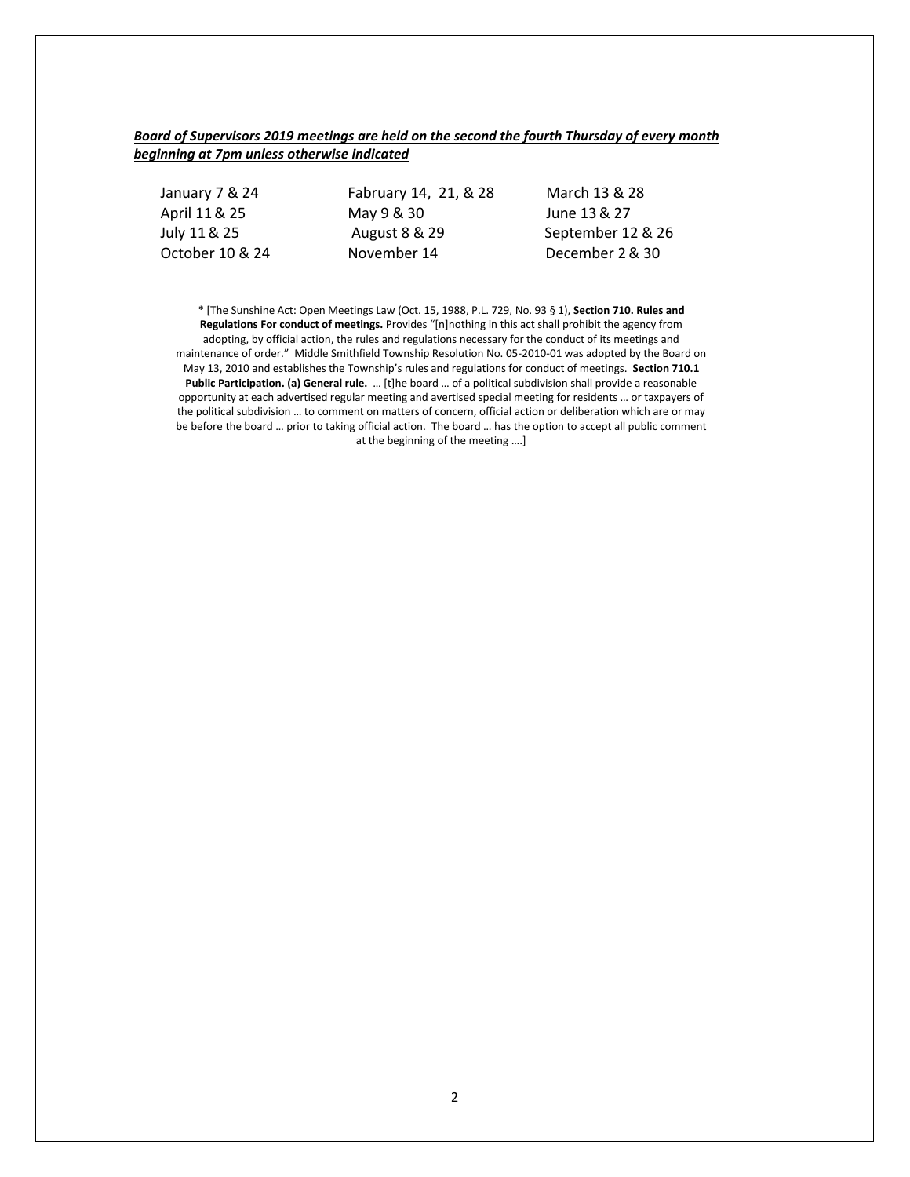***Board of Supervisors 2019 meetings are held on the second the fourth Thursday of every month beginning at 7pm unless otherwise indicated***

| | | |
|---|---|---|
| January 7 & 24 | Fabruary 14, 21, & 28 | March 13 & 28 |
| April 11 & 25 | May 9 & 30 | June 13 & 27 |
| July 11 & 25 | August 8 & 29 | September 12 & 26 |
| October 10 & 24 | November 14 | December 2 & 30 |

* [The Sunshine Act: Open Meetings Law (Oct. 15, 1988, P.L. 729, No. 93 § 1), **Section 710. Rules and Regulations For conduct of meetings.** Provides "[n]othing in this act shall prohibit the agency from adopting, by official action, the rules and regulations necessary for the conduct of its meetings and maintenance of order." Middle Smithfield Township Resolution No. 05-2010-01 was adopted by the Board on May 13, 2010 and establishes the Township's rules and regulations for conduct of meetings. **Section 710.1 Public Participation. (a) General rule.** … [t]he board … of a political subdivision shall provide a reasonable opportunity at each advertised regular meeting and avertised special meeting for residents … or taxpayers of the political subdivision … to comment on matters of concern, official action or deliberation which are or may be before the board … prior to taking official action. The board … has the option to accept all public comment at the beginning of the meeting ….]